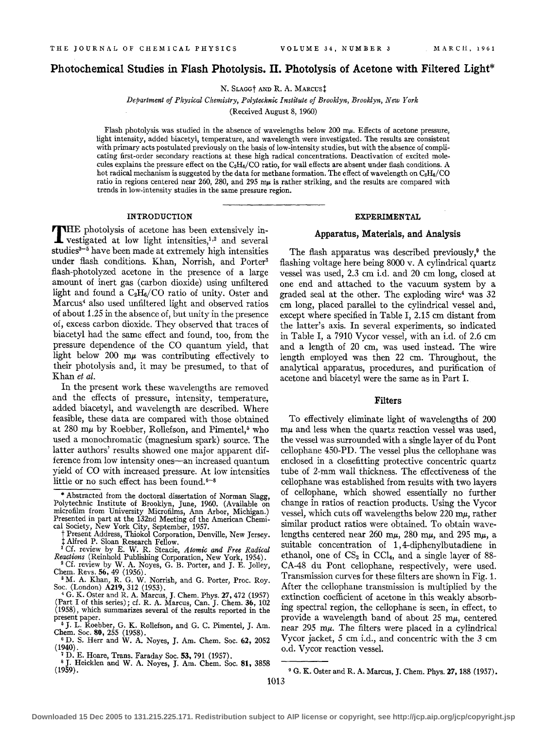# Photochemical Studies in Flash Photolysis. II. Photolysis of Acetone with Filtered Light*

N. Slagg† and R. A. Marcus‡

*Department of Physical Chemistry, Polytechnic Institute of Brooklyn, Brooklyn, New York*

(Received August 8, 1960)

Flash photolysis was studied in the absence of wavelengths below 200 mμ. Effects of acetone pressure, light intensity, added biacetyl, temperature, and wavelength were investigated. The results are consistent with primary acts postulated previously on the basis of low-intensity studies, but with the absence of complicating first-order secondary reactions at these high radical concentrations. Deactivation of excited molecules explains the pressure effect on the $C_2H_6/CO$ ratio, for wall effects are absent under flash conditions. A hot radical mechanism is suggested by the data for methane formation. The effect of wavelength on $C_2H_6/CO$ ratio in regions centered near 260, 280, and 295 mμ is rather striking, and the results are compared with trends in low-intensity studies in the same pressure region.

## INTRODUCTION

The photolysis of acetone has been extensively investigated at low light intensities,[1,2] and several studies[3–5] have been made at extremely high intensities under flash conditions. Khan, Norrish, and Porter[3] flash-photolyzed acetone in the presence of a large amount of inert gas (carbon dioxide) using unfiltered light and found a $C_2H_6/CO$ ratio of unity. Oster and Marcus[4] also used unfiltered light and observed ratios of about 1.25 in the absence of, but unity in the presence of, excess carbon dioxide. They observed that traces of biacetyl had the same effect and found, too, from the pressure dependence of the CO quantum yield, that light below 200 mμ was contributing effectively to their photolysis and, it may be presumed, to that of Khan *et al.*

In the present work these wavelengths are removed and the effects of pressure, intensity, temperature, added biacetyl, and wavelength are described. Where feasible, these data are compared with those obtained at 280 mμ by Roebber, Rollefson, and Pimentel,[5] who used a monochromatic (magnesium spark) source. The latter authors' results showed one major apparent difference from low intensity ones—an increased quantum yield of CO with increased pressure. At low intensities little or no such effect has been found.[6–8]

## EXPERIMENTAL

### Apparatus, Materials, and Analysis

The flash apparatus was described previously,[9] the flashing voltage here being 8000 v. A cylindrical quartz vessel was used, 2.3 cm i.d. and 20 cm long, closed at one end and attached to the vacuum system by a graded seal at the other. The exploding wire[4] was 32 cm long, placed parallel to the cylindrical vessel and, except where specified in Table I, 2.15 cm distant from the latter's axis. In several experiments, so indicated in Table I, a 7910 Vycor vessel, with an i.d. of 2.6 cm and a length of 20 cm, was used instead. The wire length employed was then 22 cm. Throughout, the analytical apparatus, procedures, and purification of acetone and biacetyl were the same as in Part I.

### Filters

To effectively eliminate light of wavelengths of 200 mμ and less when the quartz reaction vessel was used, the vessel was surrounded with a single layer of du Pont cellophane 450-PD. The vessel plus the cellophane was enclosed in a closefitting protective concentric quartz tube of 2-mm wall thickness. The effectiveness of the cellophane was established from results with two layers of cellophane, which showed essentially no further change in ratios of reaction products. Using the Vycor vessel, which cuts off wavelengths below 220 mμ, rather similar product ratios were obtained. To obtain wavelengths centered near 260 mμ, 280 mμ, and 295 mμ, a suitable concentration of 1,4-diphenylbutadiene in ethanol, one of $CS_2$ in $CCl_4$, and a single layer of 88-CA-48 du Pont cellophane, respectively, were used. Transmission curves for these filters are shown in Fig. 1. After the cellophane transmission is multiplied by the extinction coefficient of acetone in this weakly absorbing spectral region, the cellophane is seen, in effect, to provide a wavelength band of about 25 mμ, centered near 295 mμ. The filters were placed in a cylindrical Vycor jacket, 5 cm i.d., and concentric with the 3 cm o.d. Vycor reaction vessel.

---

* Abstracted from the doctoral dissertation of Norman Slagg, Polytechnic Institute of Brooklyn, June, 1960. (Available on microfilm from University Microfilms, Ann Arbor, Michigan.) Presented in part at the 132nd Meeting of the American Chemical Society, New York City, September, 1957.

† Present Address, Thiokol Corporation, Denville, New Jersey.

‡ Alfred P. Sloan Research Fellow.

[1] Cf. review by E. W. R. Steacie, *Atomic and Free Radical Reactions* (Reinhold Publishing Corporation, New York, 1954).

[2] Cf. review by W. A. Noyes, G. B. Porter, and J. E. Jolley, Chem. Revs. **56**, 49 (1956).

[3] M. A. Khan, R. G. W. Norrish, and G. Porter, Proc. Roy. Soc. (London) **A219**, 312 (1953).

[4] G. K. Oster and R. A. Marcus, J. Chem. Phys. **27**, 472 (1957) (Part I of this series); cf. R. A. Marcus, Can. J. Chem. **36**, 102 (1958), which summarizes several of the results reported in the present paper.

[5] J. L. Roebber, G. K. Rollefson, and G. C. Pimentel, J. Am. Chem. Soc. **80**, 255 (1958).

[6] D. S. Herr and W. A. Noyes, J. Am. Chem. Soc. **62**, 2052 (1940).

[7] D. E. Hoare, Trans. Faraday Soc. **53**, 791 (1957).

[8] J. Heicklen and W. A. Noyes, J. Am. Chem. Soc. **81**, 3858 (1959).

[9] G. K. Oster and R. A. Marcus, J. Chem. Phys. **27**, 188 (1957).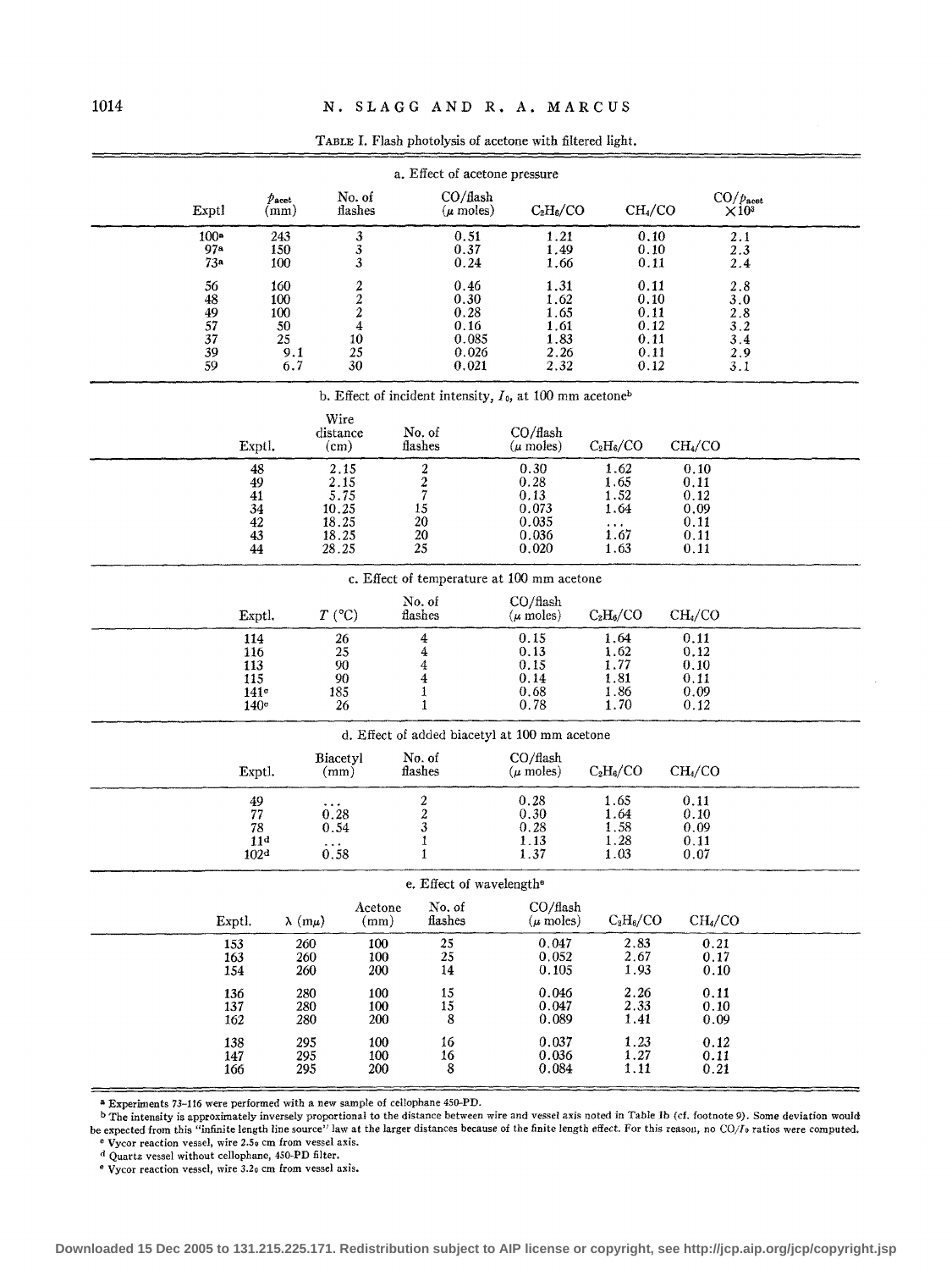TABLE I. Flash photolysis of acetone with filtered light.

a. Effect of acetone pressure

| Exptl | $p_{acet}$ (mm) | No. of flashes | CO/flash ($\mu$ moles) | $C_2H_6/CO$ | $CH_4/CO$ | $CO/p_{acet}$ $\times 10^3$ |
|---|---|---|---|---|---|---|
| 100[a] | 243 | 3 | 0.51 | 1.21 | 0.10 | 2.1 |
| 97[a] | 150 | 3 | 0.37 | 1.49 | 0.10 | 2.3 |
| 73[a] | 100 | 3 | 0.24 | 1.66 | 0.11 | 2.4 |
| 56 | 160 | 2 | 0.46 | 1.31 | 0.11 | 2.8 |
| 48 | 100 | 2 | 0.30 | 1.62 | 0.10 | 3.0 |
| 49 | 100 | 2 | 0.28 | 1.65 | 0.11 | 2.8 |
| 57 | 50 | 4 | 0.16 | 1.61 | 0.12 | 3.2 |
| 37 | 25 | 10 | 0.085 | 1.83 | 0.11 | 3.4 |
| 39 | 9.1 | 25 | 0.026 | 2.26 | 0.11 | 2.9 |
| 59 | 6.7 | 30 | 0.021 | 2.32 | 0.12 | 3.1 |

b. Effect of incident intensity, $I_0$, at 100 mm acetone[b]

| Exptl. | Wire distance (cm) | No. of flashes | CO/flash ($\mu$ moles) | $C_2H_6/CO$ | $CH_4/CO$ |
|---|---|---|---|---|---|
| 48 | 2.15 | 2 | 0.30 | 1.62 | 0.10 |
| 49 | 2.15 | 2 | 0.28 | 1.65 | 0.11 |
| 41 | 5.75 | 7 | 0.13 | 1.52 | 0.12 |
| 34 | 10.25 | 15 | 0.073 | 1.64 | 0.09 |
| 42 | 18.25 | 20 | 0.035 | ... | 0.11 |
| 43 | 18.25 | 20 | 0.036 | 1.67 | 0.11 |
| 44 | 28.25 | 25 | 0.020 | 1.63 | 0.11 |

c. Effect of temperature at 100 mm acetone

| Exptl. | $T$ (°C) | No. of flashes | CO/flash ($\mu$ moles) | $C_2H_6/CO$ | $CH_4/CO$ |
|---|---|---|---|---|---|
| 114 | 26 | 4 | 0.15 | 1.64 | 0.11 |
| 116 | 25 | 4 | 0.13 | 1.62 | 0.12 |
| 113 | 90 | 4 | 0.15 | 1.77 | 0.10 |
| 115 | 90 | 4 | 0.14 | 1.81 | 0.11 |
| 141[c] | 185 | 1 | 0.68 | 1.86 | 0.09 |
| 140[c] | 26 | 1 | 0.78 | 1.70 | 0.12 |

d. Effect of added biacetyl at 100 mm acetone

| Exptl. | Biacetyl (mm) | No. of flashes | CO/flash ($\mu$ moles) | $C_2H_6/CO$ | $CH_4/CO$ |
|---|---|---|---|---|---|
| 49 | ... | 2 | 0.28 | 1.65 | 0.11 |
| 77 | 0.28 | 2 | 0.30 | 1.64 | 0.10 |
| 78 | 0.54 | 3 | 0.28 | 1.58 | 0.09 |
| 11[d] | ... | 1 | 1.13 | 1.28 | 0.11 |
| 102[d] | 0.58 | 1 | 1.37 | 1.03 | 0.07 |

e. Effect of wavelength[e]

| Exptl. | $\lambda$ (m$\mu$) | Acetone (mm) | No. of flashes | CO/flash ($\mu$ moles) | $C_2H_6/CO$ | $CH_4/CO$ |
|---|---|---|---|---|---|---|
| 153 | 260 | 100 | 25 | 0.047 | 2.83 | 0.21 |
| 163 | 260 | 100 | 25 | 0.052 | 2.67 | 0.17 |
| 154 | 260 | 200 | 14 | 0.105 | 1.93 | 0.10 |
| 136 | 280 | 100 | 15 | 0.046 | 2.26 | 0.11 |
| 137 | 280 | 100 | 15 | 0.047 | 2.33 | 0.10 |
| 162 | 280 | 200 | 8 | 0.089 | 1.41 | 0.09 |
| 138 | 295 | 100 | 16 | 0.037 | 1.23 | 0.12 |
| 147 | 295 | 100 | 16 | 0.036 | 1.27 | 0.11 |
| 166 | 295 | 200 | 8 | 0.084 | 1.11 | 0.21 |

[a] Experiments 73–116 were performed with a new sample of cellophane 450-PD.

[b] The intensity is approximately inversely proportional to the distance between wire and vessel axis noted in Table Ib (cf. footnote 9). Some deviation would be expected from this "infinite length line source" law at the larger distances because of the finite length effect. For this reason, no $CO/I_0$ ratios were computed.

[c] Vycor reaction vessel, wire 2.5₀ cm from vessel axis.

[d] Quartz vessel without cellophane, 450-PD filter.

[e] Vycor reaction vessel, wire 3.2₀ cm from vessel axis.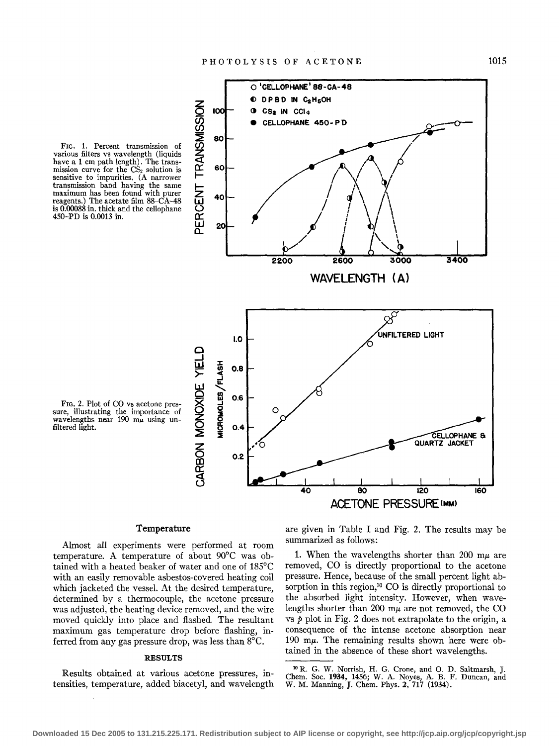FIG. 1. Percent transmission of various filters vs wavelength (liquids have a 1 cm path length). The transmission curve for the $CS_2$ solution is sensitive to impurities. (A narrower transmission band having the same maximum has been found with purer reagents.) The acetate film 88–CA–48 is 0.00088 in. thick and the cellophane 450–PD is 0.0013 in.

FIG. 2. Plot of CO vs acetone pressure, illustrating the importance of wavelengths near 190 mμ using unfiltered light.

### Temperature

Almost all experiments were performed at room temperature. A temperature of about 90°C was obtained with a heated beaker of water and one of 185°C with an easily removable asbestos-covered heating coil which jacketed the vessel. At the desired temperature, determined by a thermocouple, the acetone pressure was adjusted, the heating device removed, and the wire moved quickly into place and flashed. The resultant maximum gas temperature drop before flashing, inferred from any gas pressure drop, was less than 8°C.

## RESULTS

Results obtained at various acetone pressures, intensities, temperature, added biacetyl, and wavelength are given in Table I and Fig. 2. The results may be summarized as follows:

1. When the wavelengths shorter than 200 mμ are removed, CO is directly proportional to the acetone pressure. Hence, because of the small percent light absorption in this region,[10] CO is directly proportional to the absorbed light intensity. However, when wavelengths shorter than 200 mμ are not removed, the CO vs $p$ plot in Fig. 2 does not extrapolate to the origin, a consequence of the intense acetone absorption near 190 mμ. The remaining results shown here were obtained in the absence of these short wavelengths.

[10] R. G. W. Norrish, H. G. Crone, and O. D. Saltmarsh, J. Chem. Soc. **1934**, 1456; W. A. Noyes, A. B. F. Duncan, and W. M. Manning, J. Chem. Phys. **2**, 717 (1934).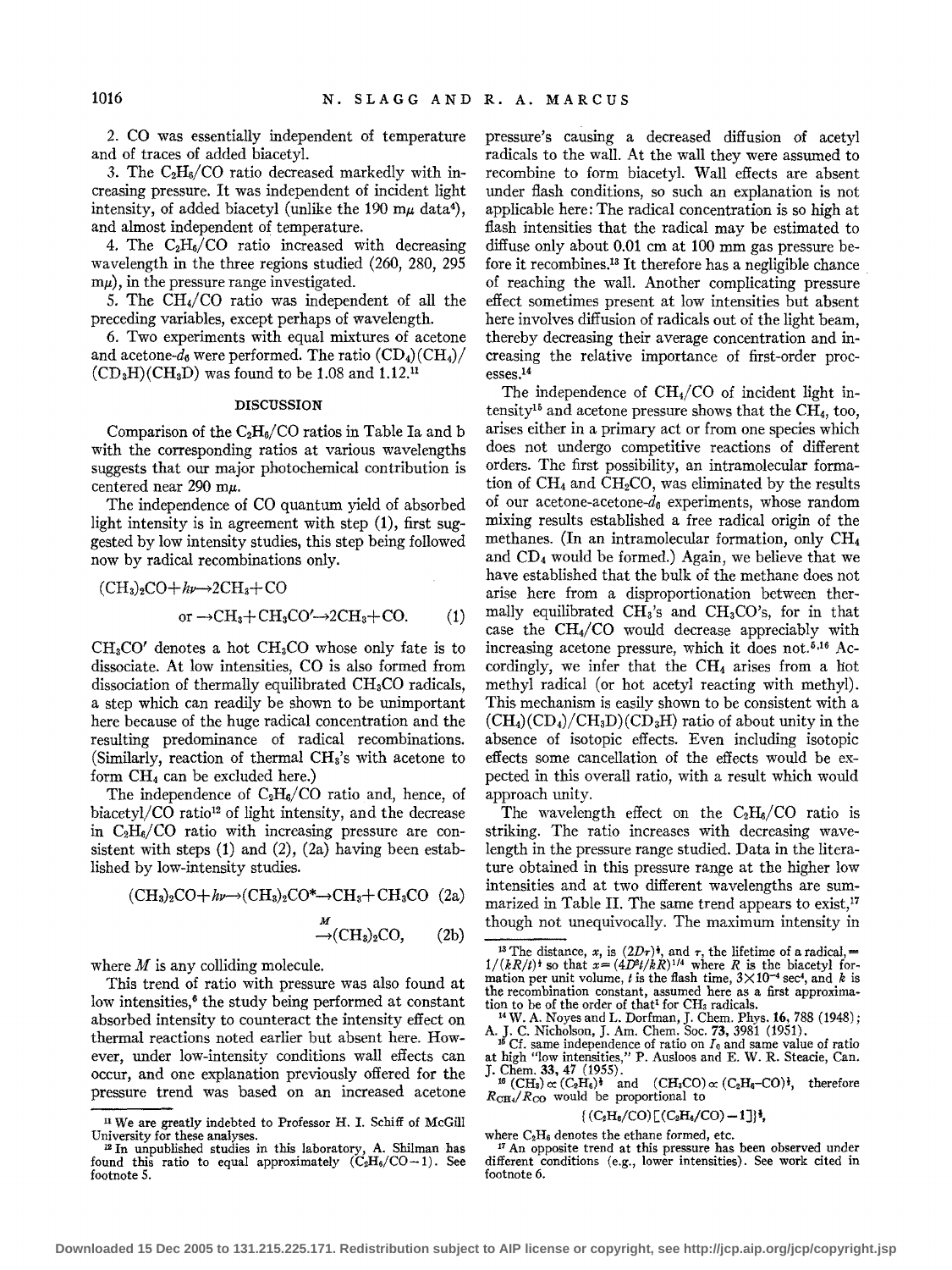2. CO was essentially independent of temperature and of traces of added biacetyl.

3. The $C_2H_6$/CO ratio decreased markedly with increasing pressure. It was independent of incident light intensity, of added biacetyl (unlike the 190 mμ data[4]), and almost independent of temperature.

4. The $C_2H_6$/CO ratio increased with decreasing wavelength in the three regions studied (260, 280, 295 mμ), in the pressure range investigated.

5. The $CH_4$/CO ratio was independent of all the preceding variables, except perhaps of wavelength.

6. Two experiments with equal mixtures of acetone and acetone-$d_6$ were performed. The ratio $(CD_4)(CH_4)/(CD_3H)(CH_3D)$ was found to be 1.08 and 1.12.[11]

## DISCUSSION

Comparison of the $C_2H_6$/CO ratios in Table Ia and b with the corresponding ratios at various wavelengths suggests that our major photochemical contribution is centered near 290 mμ.

The independence of CO quantum yield of absorbed light intensity is in agreement with step (1), first suggested by low intensity studies, this step being followed now by radical recombinations only.

$$(CH_3)_2CO + h\nu \rightarrow 2CH_3 + CO$$

$$\text{or} \rightarrow CH_3 + CH_3CO' \rightarrow 2CH_3 + CO. \qquad (1)$$

$CH_3CO'$ denotes a hot $CH_3CO$ whose only fate is to dissociate. At low intensities, CO is also formed from dissociation of thermally equilibrated $CH_3CO$ radicals, a step which can readily be shown to be unimportant here because of the huge radical concentration and the resulting predominance of radical recombinations. (Similarly, reaction of thermal $CH_3$'s with acetone to form $CH_4$ can be excluded here.)

The independence of $C_2H_6$/CO ratio and, hence, of biacetyl/CO ratio[12] of light intensity, and the decrease in $C_2H_6$/CO ratio with increasing pressure are consistent with steps (1) and (2), (2a) having been established by low-intensity studies.

$$(CH_3)_2CO + h\nu \rightarrow (CH_3)_2CO^* \rightarrow CH_3 + CH_3CO \quad (2a)$$

$$\xrightarrow{M} (CH_3)_2CO, \qquad (2b)$$

where $M$ is any colliding molecule.

This trend of ratio with pressure was also found at low intensities,[6] the study being performed at constant absorbed intensity to counteract the intensity effect on thermal reactions noted earlier but absent here. However, under low-intensity conditions wall effects can occur, and one explanation previously offered for the pressure trend was based on an increased acetone pressure's causing a decreased diffusion of acetyl radicals to the wall. At the wall they were assumed to recombine to form biacetyl. Wall effects are absent under flash conditions, so such an explanation is not applicable here: The radical concentration is so high at flash intensities that the radical may be estimated to diffuse only about 0.01 cm at 100 mm gas pressure before it recombines.[13] It therefore has a negligible chance of reaching the wall. Another complicating pressure effect sometimes present at low intensities but absent here involves diffusion of radicals out of the light beam, thereby decreasing their average concentration and increasing the relative importance of first-order processes.[14]

The independence of $CH_4$/CO of incident light intensity[15] and acetone pressure shows that the $CH_4$, too, arises either in a primary act or from one species which does not undergo competitive reactions of different orders. The first possibility, an intramolecular formation of $CH_4$ and $CH_2CO$, was eliminated by the results of our acetone-acetone-$d_6$ experiments, whose random mixing results established a free radical origin of the methanes. (In an intramolecular formation, only $CH_4$ and $CD_4$ would be formed.) Again, we believe that we have established that the bulk of the methane does not arise here from a disproportionation between thermally equilibrated $CH_3$'s and $CH_3CO$'s, for in that case the $CH_4$/CO would decrease appreciably with increasing acetone pressure, which it does not.[5,16] Accordingly, we infer that the $CH_4$ arises from a hot methyl radical (or hot acetyl reacting with methyl). This mechanism is easily shown to be consistent with a $(CH_4)(CD_4)/(CH_3D)(CD_3H)$ ratio of about unity in the absence of isotopic effects. Even including isotopic effects some cancellation of the effects would be expected in this overall ratio, with a result which would approach unity.

The wavelength effect on the $C_2H_6$/CO ratio is striking. The ratio increases with decreasing wavelength in the pressure range studied. Data in the literature obtained in this pressure range at the higher low intensities and at two different wavelengths are summarized in Table II. The same trend appears to exist,[17] though not unequivocally. The maximum intensity in

---

[11] We are greatly indebted to Professor H. I. Schiff of McGill University for these analyses.

[12] In unpublished studies in this laboratory, A. Shilman has found this ratio to equal approximately $(C_2H_6/CO - 1)$. See footnote 5.

[13] The distance, $x$, is $(2D\tau)^{\frac{1}{2}}$, and $\tau$, the lifetime of a radical, $= 1/(kR/t)^{\frac{1}{2}}$ so that $x = (4D^2t/kR)^{1/4}$ where $R$ is the biacetyl formation per unit volume, $t$ is the flash time, $3\times10^{-4}$ sec[4], and $k$ is the recombination constant, assumed here as a first approximation to be of the order of that[1] for $CH_3$ radicals.

[14] W. A. Noyes and L. Dorfman, J. Chem. Phys. **16**, 788 (1948); A. J. C. Nicholson, J. Am. Chem. Soc. **73**, 3981 (1951).

[15] Cf. same independence of ratio on $I_0$ and same value of ratio at high "low intensities," P. Ausloos and E. W. R. Steacie, Can. J. Chem. **33**, 47 (1955).

[16] $(CH_3) \propto (C_2H_6)^{\frac{1}{2}}$ and $(CH_3CO) \propto (C_2H_6\text{–}CO)^{\frac{1}{2}}$, therefore $R_{CH_4}/R_{CO}$ would be proportional to

$$\{(C_2H_6/CO)[(C_2H_6/CO) - 1]\}^{\frac{1}{2}},$$

where $C_2H_6$ denotes the ethane formed, etc.

[17] An opposite trend at this pressure has been observed under different conditions (e.g., lower intensities). See work cited in footnote 6.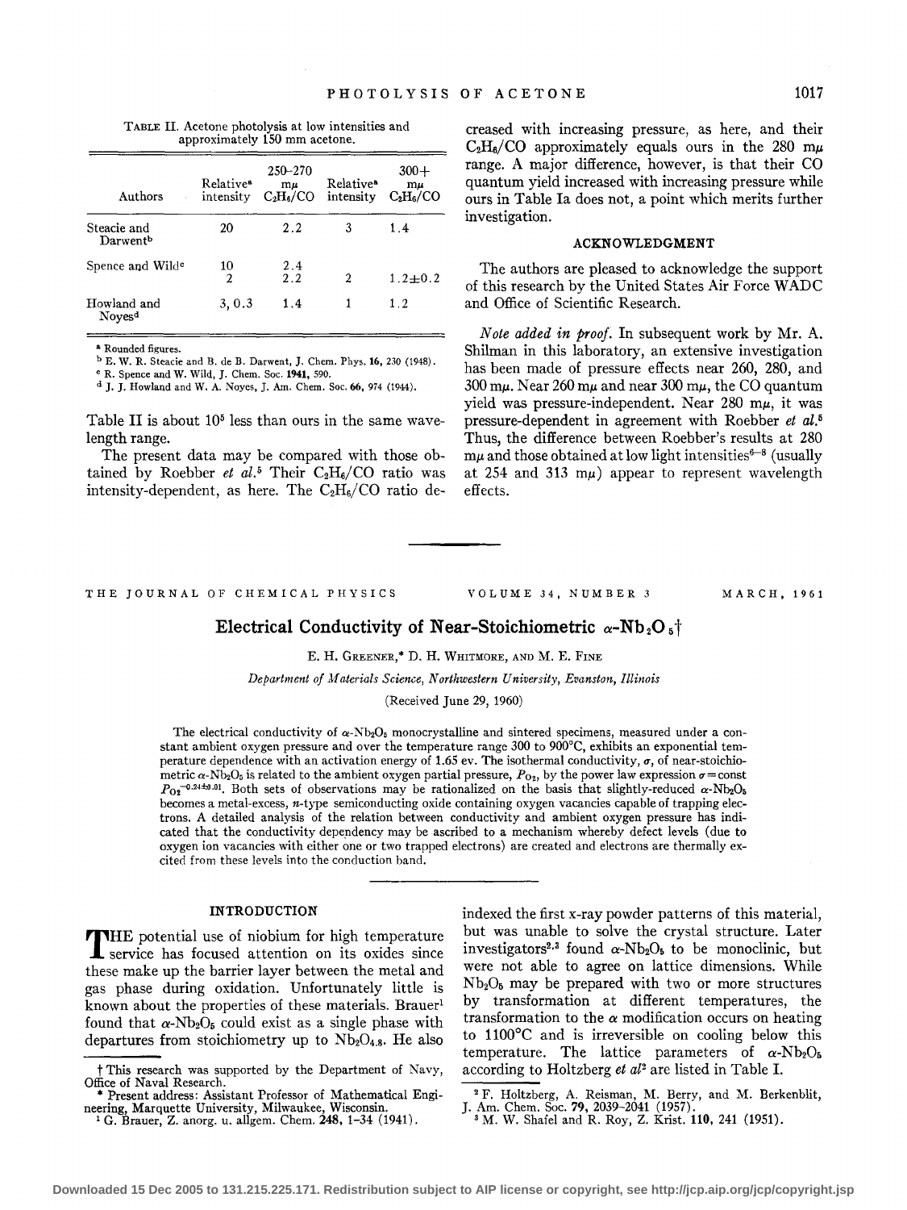TABLE II. Acetone photolysis at low intensities and approximately 150 mm acetone.

| Authors | Relative[a] intensity | 250–270 mμ $C_2H_6/CO$ | Relative[a] intensity | 300+ mμ $C_2H_6/CO$ |
|---|---|---|---|---|
| Steacie and Darwent[b] | 20 | 2.2 | 3 | 1.4 |
| Spence and Wild[c] | 10 | 2.4 | | |
| | 2 | 2.2 | 2 | 1.2±0.2 |
| Howland and Noyes[d] | 3, 0.3 | 1.4 | 1 | 1.2 |

[a] Rounded figures.
[b] E. W. R. Steacie and B. de B. Darwent, J. Chem. Phys. **16**, 230 (1948).
[c] R. Spence and W. Wild, J. Chem. Soc. **1941**, 590.
[d] J. J. Howland and W. A. Noyes, J. Am. Chem. Soc. **66**, 974 (1944).

Table II is about $10^5$ less than ours in the same wavelength range.

The present data may be compared with those obtained by Roebber *et al.*[5] Their $C_2H_6/CO$ ratio was intensity-dependent, as here. The $C_2H_6/CO$ ratio decreased with increasing pressure, as here, and their $C_2H_6/CO$ approximately equals ours in the 280 mμ range. A major difference, however, is that their CO quantum yield increased with increasing pressure while ours in Table Ia does not, a point which merits further investigation.

### ACKNOWLEDGMENT

The authors are pleased to acknowledge the support of this research by the United States Air Force WADC and Office of Scientific Research.

*Note added in proof.* In subsequent work by Mr. A. Shilman in this laboratory, an extensive investigation has been made of pressure effects near 260, 280, and 300 mμ. Near 260 mμ and near 300 mμ, the CO quantum yield was pressure-independent. Near 280 mμ, it was pressure-dependent in agreement with Roebber *et al.*[5] Thus, the difference between Roebber's results at 280 mμ and those obtained at low light intensities[6–8] (usually at 254 and 313 mμ) appear to represent wavelength effects.

---

THE JOURNAL OF CHEMICAL PHYSICS VOLUME 34, NUMBER 3 MARCH, 1961

# Electrical Conductivity of Near-Stoichiometric $\alpha$-$Nb_2O_5$†

E. H. GREENER,* D. H. WHITMORE, AND M. E. FINE

*Department of Materials Science, Northwestern University, Evanston, Illinois*

(Received June 29, 1960)

The electrical conductivity of $\alpha$-$Nb_2O_5$ monocrystalline and sintered specimens, measured under a constant ambient oxygen pressure and over the temperature range 300 to 900°C, exhibits an exponential temperature dependence with an activation energy of 1.65 ev. The isothermal conductivity, $\sigma$, of near-stoichiometric $\alpha$-$Nb_2O_5$ is related to the ambient oxygen partial pressure, $P_{O_2}$, by the power law expression $\sigma = \text{const}\ P_{O_2}^{-0.24\pm0.01}$. Both sets of observations may be rationalized on the basis that slightly-reduced $\alpha$-$Nb_2O_5$ becomes a metal-excess, *n*-type semiconducting oxide containing oxygen vacancies capable of trapping electrons. A detailed analysis of the relation between conductivity and ambient oxygen pressure has indicated that the conductivity dependency may be ascribed to a mechanism whereby defect levels (due to oxygen ion vacancies with either one or two trapped electrons) are created and electrons are thermally excited from these levels into the conduction band.

## INTRODUCTION

THE potential use of niobium for high temperature service has focused attention on its oxides since these make up the barrier layer between the metal and gas phase during oxidation. Unfortunately little is known about the properties of these materials. Brauer[1] found that $\alpha$-$Nb_2O_5$ could exist as a single phase with departures from stoichiometry up to $Nb_2O_{4.8}$. He also indexed the first x-ray powder patterns of this material, but was unable to solve the crystal structure. Later investigators[2,3] found $\alpha$-$Nb_2O_5$ to be monoclinic, but were not able to agree on lattice dimensions. While $Nb_2O_5$ may be prepared with two or more structures by transformation at different temperatures, the transformation to the $\alpha$ modification occurs on heating to 1100°C and is irreversible on cooling below this temperature. The lattice parameters of $\alpha$-$Nb_2O_5$ according to Holtzberg *et al*[2] are listed in Table I.

† This research was supported by the Department of Navy, Office of Naval Research.
* Present address: Assistant Professor of Mathematical Engineering, Marquette University, Milwaukee, Wisconsin.
[1] G. Brauer, Z. anorg. u. allgem. Chem. **248**, 1–34 (1941).
[2] F. Holtzberg, A. Reisman, M. Berry, and M. Berkenblit, J. Am. Chem. Soc. **79**, 2039–2041 (1957).
[3] M. W. Shafel and R. Roy, Z. Krist. **110**, 241 (1951).